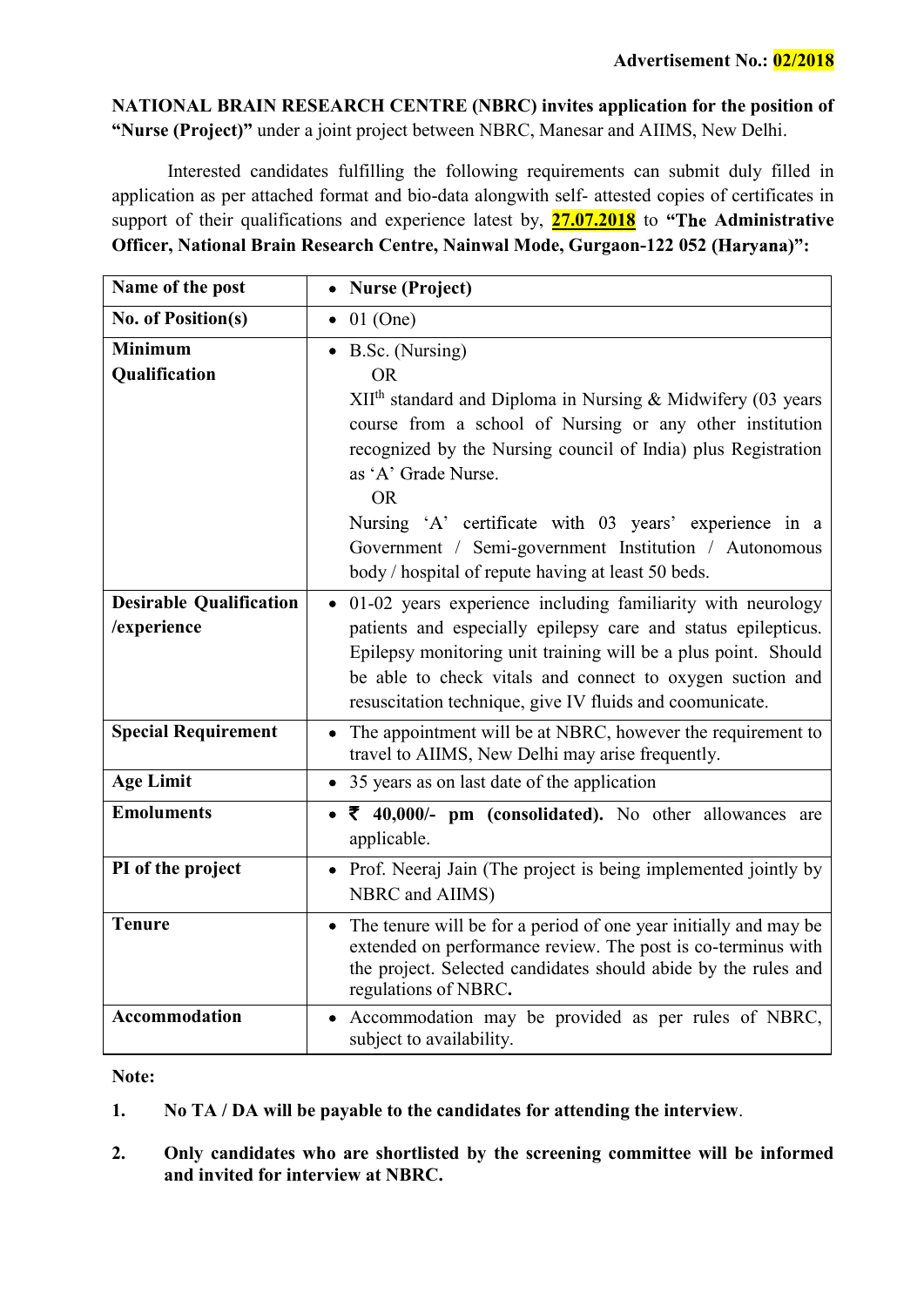**Advertisement No.: 02/2018**

**NATIONAL BRAIN RESEARCH CENTRE (NBRC) invites application for the position of "Nurse (Project)"** under a joint project between NBRC, Manesar and AIIMS, New Delhi.

Interested candidates fulfilling the following requirements can submit duly filled in application as per attached format and bio-data alongwith self- attested copies of certificates in support of their qualifications and experience latest by, **27.07.2018** to **"The Administrative Officer, National Brain Research Centre, Nainwal Mode, Gurgaon-122 052 (Haryana)":**

| **Name of the post** | • **Nurse (Project)** |
|---|---|
| **No. of Position(s)** | • 01 (One) |
| **Minimum Qualification** | • B.Sc. (Nursing)<br>OR<br>XII^th standard and Diploma in Nursing & Midwifery (03 years course from a school of Nursing or any other institution recognized by the Nursing council of India) plus Registration as 'A' Grade Nurse.<br>OR<br>Nursing 'A' certificate with 03 years' experience in a Government / Semi-government Institution / Autonomous body / hospital of repute having at least 50 beds. |
| **Desirable Qualification /experience** | • 01-02 years experience including familiarity with neurology patients and especially epilepsy care and status epilepticus. Epilepsy monitoring unit training will be a plus point. Should be able to check vitals and connect to oxygen suction and resuscitation technique, give IV fluids and coomunicate. |
| **Special Requirement** | • The appointment will be at NBRC, however the requirement to travel to AIIMS, New Delhi may arise frequently. |
| **Age Limit** | • 35 years as on last date of the application |
| **Emoluments** | • **₹ 40,000/- pm (consolidated).** No other allowances are applicable. |
| **PI of the project** | • Prof. Neeraj Jain (The project is being implemented jointly by NBRC and AIIMS) |
| **Tenure** | • The tenure will be for a period of one year initially and may be extended on performance review. The post is co-terminus with the project. Selected candidates should abide by the rules and regulations of NBRC**.** |
| **Accommodation** | • Accommodation may be provided as per rules of NBRC, subject to availability. |

**Note:**

1. **No TA / DA will be payable to the candidates for attending the interview**.
2. **Only candidates who are shortlisted by the screening committee will be informed and invited for interview at NBRC.**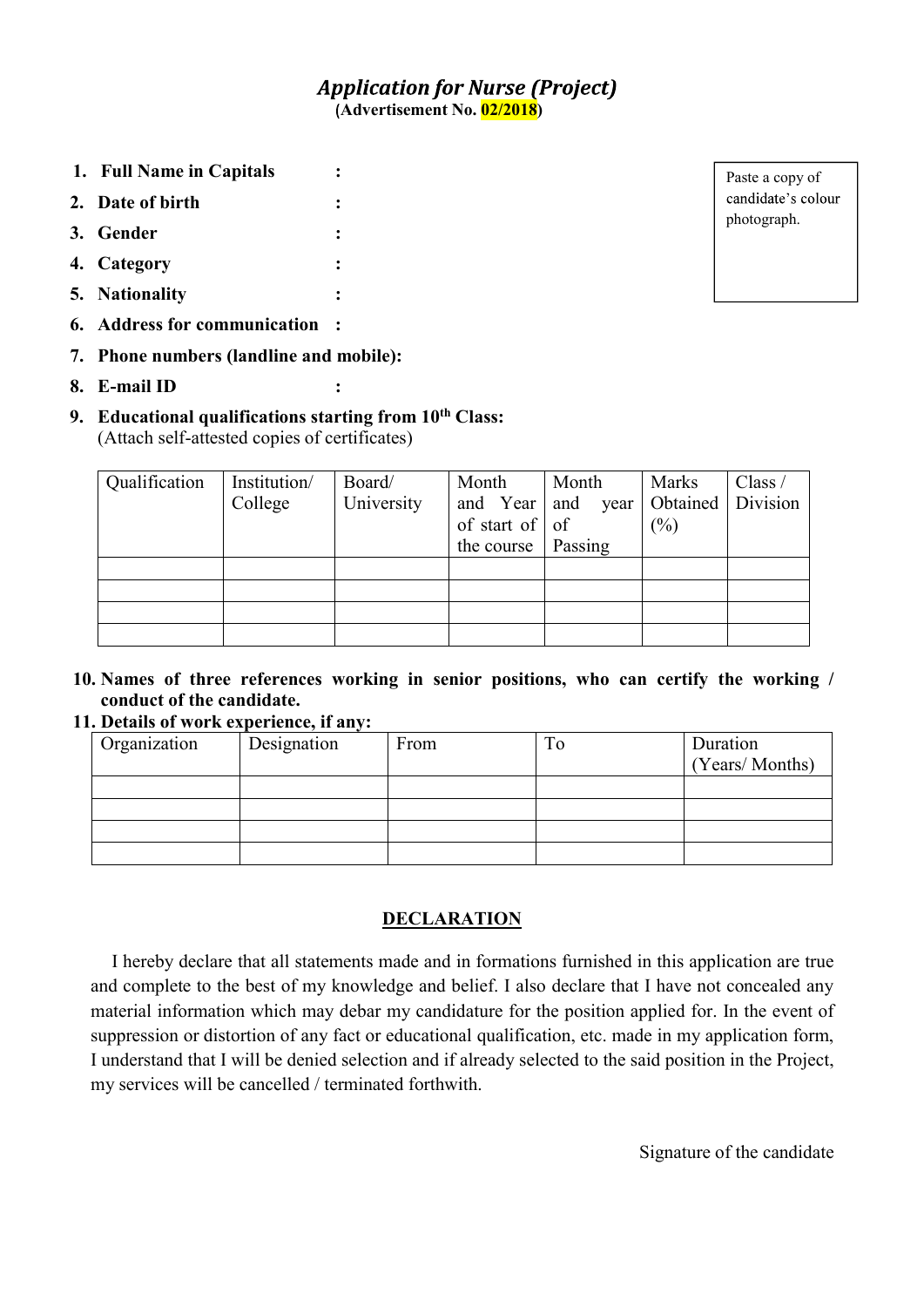# *Application for Nurse (Project)*

**(Advertisement No. 02/2018)**

Paste a copy of candidate's colour photograph.

1. **Full Name in Capitals :**
2. **Date of birth :**
3. **Gender :**
4. **Category :**
5. **Nationality :**
6. **Address for communication :**
7. **Phone numbers (landline and mobile):**
8. **E-mail ID :**
9. **Educational qualifications starting from 10th Class:**
   (Attach self-attested copies of certificates)

| Qualification | Institution/ College | Board/ University | Month and Year of start of the course | Month and year of Passing | Marks Obtained (%) | Class / Division |
|---|---|---|---|---|---|---|
| | | | | | | |
| | | | | | | |
| | | | | | | |
| | | | | | | |

10. **Names of three references working in senior positions, who can certify the working / conduct of the candidate.**
11. **Details of work experience, if any:**

| Organization | Designation | From | To | Duration (Years/ Months) |
|---|---|---|---|---|
| | | | | |
| | | | | |
| | | | | |
| | | | | |

## DECLARATION

I hereby declare that all statements made and in formations furnished in this application are true and complete to the best of my knowledge and belief. I also declare that I have not concealed any material information which may debar my candidature for the position applied for. In the event of suppression or distortion of any fact or educational qualification, etc. made in my application form, I understand that I will be denied selection and if already selected to the said position in the Project, my services will be cancelled / terminated forthwith.

Signature of the candidate